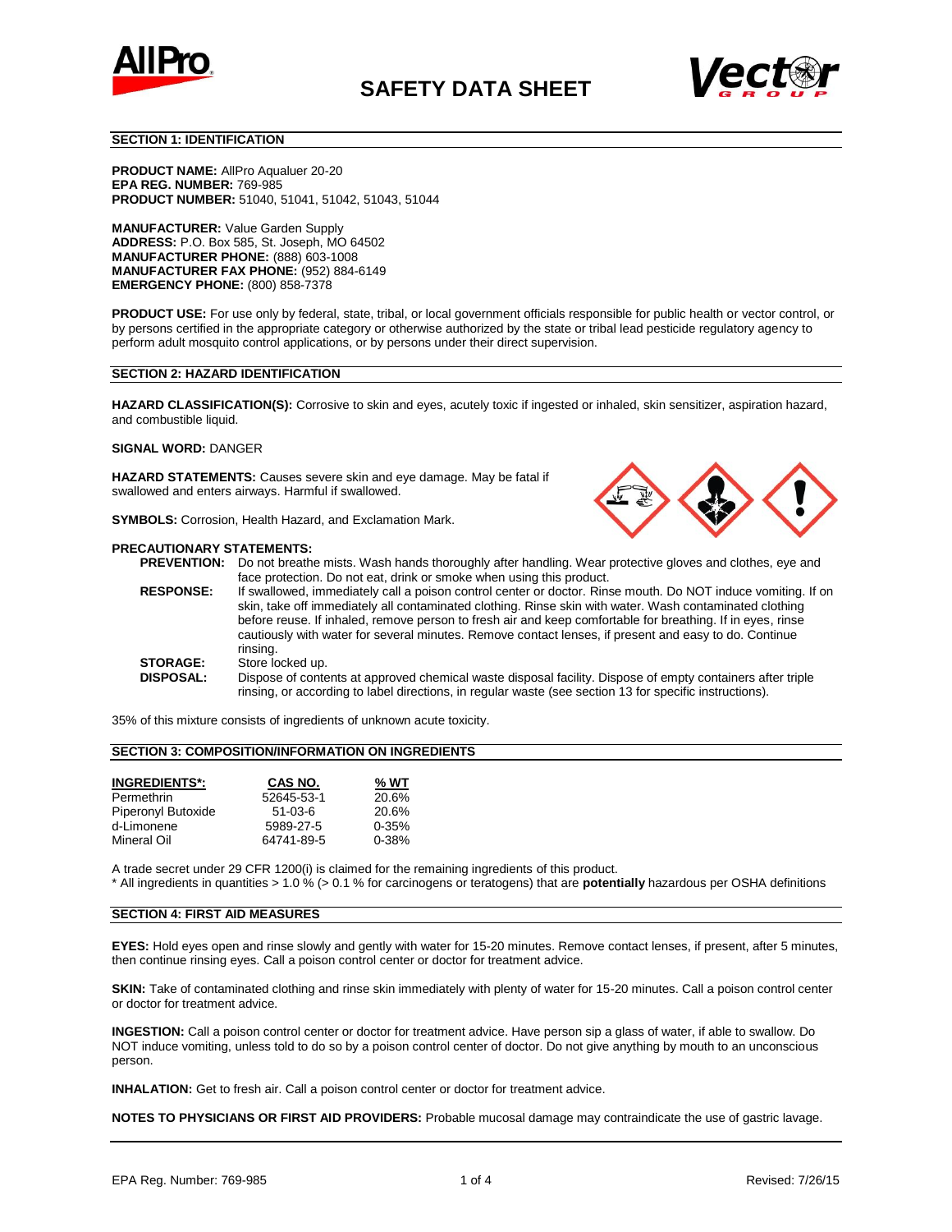# SAFETY DATA SHEET

## SECTION 1: IDENTIFICATION

**PRODUCT NAME:** AllPro Aqualuer 20-20
**EPA REG. NUMBER:** 769-985
**PRODUCT NUMBER:** 51040, 51041, 51042, 51043, 51044

**MANUFACTURER:** Value Garden Supply
**ADDRESS:** P.O. Box 585, St. Joseph, MO 64502
**MANUFACTURER PHONE:** (888) 603-1008
**MANUFACTURER FAX PHONE:** (952) 884-6149
**EMERGENCY PHONE:** (800) 858-7378

**PRODUCT USE:** For use only by federal, state, tribal, or local government officials responsible for public health or vector control, or by persons certified in the appropriate category or otherwise authorized by the state or tribal lead pesticide regulatory agency to perform adult mosquito control applications, or by persons under their direct supervision.

## SECTION 2: HAZARD IDENTIFICATION

**HAZARD CLASSIFICATION(S):** Corrosive to skin and eyes, acutely toxic if ingested or inhaled, skin sensitizer, aspiration hazard, and combustible liquid.

**SIGNAL WORD:** DANGER

**HAZARD STATEMENTS:** Causes severe skin and eye damage. May be fatal if swallowed and enters airways. Harmful if swallowed.

**SYMBOLS:** Corrosion, Health Hazard, and Exclamation Mark.

**PRECAUTIONARY STATEMENTS:**

**PREVENTION:** Do not breathe mists. Wash hands thoroughly after handling. Wear protective gloves and clothes, eye and face protection. Do not eat, drink or smoke when using this product.

**RESPONSE:** If swallowed, immediately call a poison control center or doctor. Rinse mouth. Do NOT induce vomiting. If on skin, take off immediately all contaminated clothing. Rinse skin with water. Wash contaminated clothing before reuse. If inhaled, remove person to fresh air and keep comfortable for breathing. If in eyes, rinse cautiously with water for several minutes. Remove contact lenses, if present and easy to do. Continue rinsing.

**STORAGE:** Store locked up.

**DISPOSAL:** Dispose of contents at approved chemical waste disposal facility. Dispose of empty containers after triple rinsing, or according to label directions, in regular waste (see section 13 for specific instructions).

35% of this mixture consists of ingredients of unknown acute toxicity.

## SECTION 3: COMPOSITION/INFORMATION ON INGREDIENTS

| INGREDIENTS*: | CAS NO. | % WT |
|---|---|---|
| Permethrin | 52645-53-1 | 20.6% |
| Piperonyl Butoxide | 51-03-6 | 20.6% |
| d-Limonene | 5989-27-5 | 0-35% |
| Mineral Oil | 64741-89-5 | 0-38% |

A trade secret under 29 CFR 1200(i) is claimed for the remaining ingredients of this product.
* All ingredients in quantities > 1.0 % (> 0.1 % for carcinogens or teratogens) that are **potentially** hazardous per OSHA definitions

## SECTION 4: FIRST AID MEASURES

**EYES:** Hold eyes open and rinse slowly and gently with water for 15-20 minutes. Remove contact lenses, if present, after 5 minutes, then continue rinsing eyes. Call a poison control center or doctor for treatment advice.

**SKIN:** Take of contaminated clothing and rinse skin immediately with plenty of water for 15-20 minutes. Call a poison control center or doctor for treatment advice.

**INGESTION:** Call a poison control center or doctor for treatment advice. Have person sip a glass of water, if able to swallow. Do NOT induce vomiting, unless told to do so by a poison control center of doctor. Do not give anything by mouth to an unconscious person.

**INHALATION:** Get to fresh air. Call a poison control center or doctor for treatment advice.

**NOTES TO PHYSICIANS OR FIRST AID PROVIDERS:** Probable mucosal damage may contraindicate the use of gastric lavage.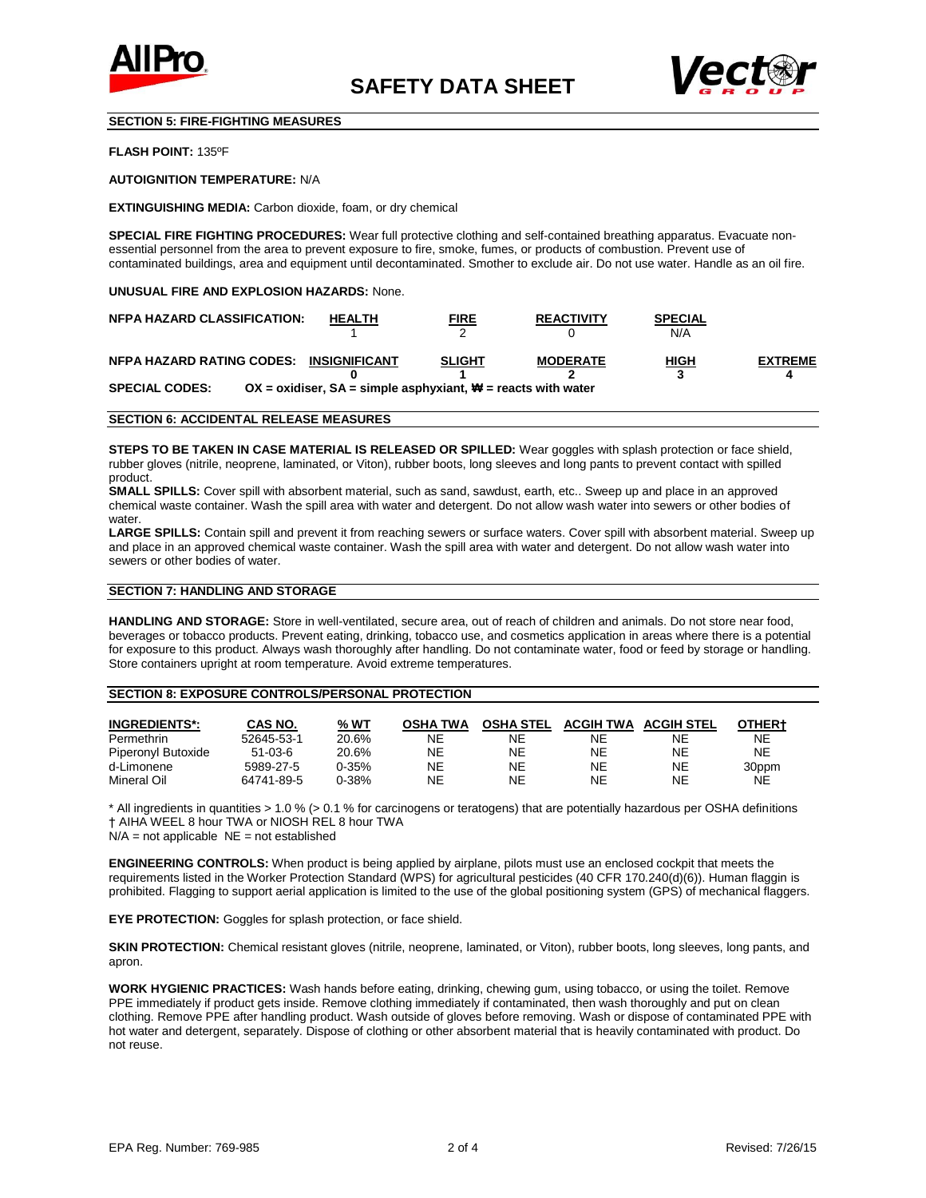# SAFETY DATA SHEET

## SECTION 5: FIRE-FIGHTING MEASURES

**FLASH POINT:** 135ºF

**AUTOIGNITION TEMPERATURE:** N/A

**EXTINGUISHING MEDIA:** Carbon dioxide, foam, or dry chemical

**SPECIAL FIRE FIGHTING PROCEDURES:** Wear full protective clothing and self-contained breathing apparatus. Evacuate non-essential personnel from the area to prevent exposure to fire, smoke, fumes, or products of combustion. Prevent use of contaminated buildings, area and equipment until decontaminated. Smother to exclude air. Do not use water. Handle as an oil fire.

**UNUSUAL FIRE AND EXPLOSION HAZARDS:** None.

| NFPA HAZARD CLASSIFICATION: | HEALTH | FIRE | REACTIVITY | SPECIAL | |
|---|---|---|---|---|---|
| | 1 | 2 | 0 | N/A | |
| **NFPA HAZARD RATING CODES:** | **INSIGNIFICANT** | **SLIGHT** | **MODERATE** | **HIGH** | **EXTREME** |
| | **0** | **1** | **2** | **3** | **4** |

**SPECIAL CODES:** **OX = oxidiser, SA = simple asphyxiant, ₩ = reacts with water**

## SECTION 6: ACCIDENTAL RELEASE MEASURES

**STEPS TO BE TAKEN IN CASE MATERIAL IS RELEASED OR SPILLED:** Wear goggles with splash protection or face shield, rubber gloves (nitrile, neoprene, laminated, or Viton), rubber boots, long sleeves and long pants to prevent contact with spilled product.

**SMALL SPILLS:** Cover spill with absorbent material, such as sand, sawdust, earth, etc.. Sweep up and place in an approved chemical waste container. Wash the spill area with water and detergent. Do not allow wash water into sewers or other bodies of water.

**LARGE SPILLS:** Contain spill and prevent it from reaching sewers or surface waters. Cover spill with absorbent material. Sweep up and place in an approved chemical waste container. Wash the spill area with water and detergent. Do not allow wash water into sewers or other bodies of water.

## SECTION 7: HANDLING AND STORAGE

**HANDLING AND STORAGE:** Store in well-ventilated, secure area, out of reach of children and animals. Do not store near food, beverages or tobacco products. Prevent eating, drinking, tobacco use, and cosmetics application in areas where there is a potential for exposure to this product. Always wash thoroughly after handling. Do not contaminate water, food or feed by storage or handling. Store containers upright at room temperature. Avoid extreme temperatures.

## SECTION 8: EXPOSURE CONTROLS/PERSONAL PROTECTION

| INGREDIENTS*: | CAS NO. | % WT | OSHA TWA | OSHA STEL | ACGIH TWA | ACGIH STEL | OTHER† |
|---|---|---|---|---|---|---|---|
| Permethrin | 52645-53-1 | 20.6% | NE | NE | NE | NE | NE |
| Piperonyl Butoxide | 51-03-6 | 20.6% | NE | NE | NE | NE | NE |
| d-Limonene | 5989-27-5 | 0-35% | NE | NE | NE | NE | 30ppm |
| Mineral Oil | 64741-89-5 | 0-38% | NE | NE | NE | NE | NE |

\* All ingredients in quantities > 1.0 % (> 0.1 % for carcinogens or teratogens) that are potentially hazardous per OSHA definitions
† AIHA WEEL 8 hour TWA or NIOSH REL 8 hour TWA
N/A = not applicable NE = not established

**ENGINEERING CONTROLS:** When product is being applied by airplane, pilots must use an enclosed cockpit that meets the requirements listed in the Worker Protection Standard (WPS) for agricultural pesticides (40 CFR 170.240(d)(6)). Human flaggin is prohibited. Flagging to support aerial application is limited to the use of the global positioning system (GPS) of mechanical flaggers.

**EYE PROTECTION:** Goggles for splash protection, or face shield.

**SKIN PROTECTION:** Chemical resistant gloves (nitrile, neoprene, laminated, or Viton), rubber boots, long sleeves, long pants, and apron.

**WORK HYGIENIC PRACTICES:** Wash hands before eating, drinking, chewing gum, using tobacco, or using the toilet. Remove PPE immediately if product gets inside. Remove clothing immediately if contaminated, then wash thoroughly and put on clean clothing. Remove PPE after handling product. Wash outside of gloves before removing. Wash or dispose of contaminated PPE with hot water and detergent, separately. Dispose of clothing or other absorbent material that is heavily contaminated with product. Do not reuse.

EPA Reg. Number: 769-985 Revised: 7/26/15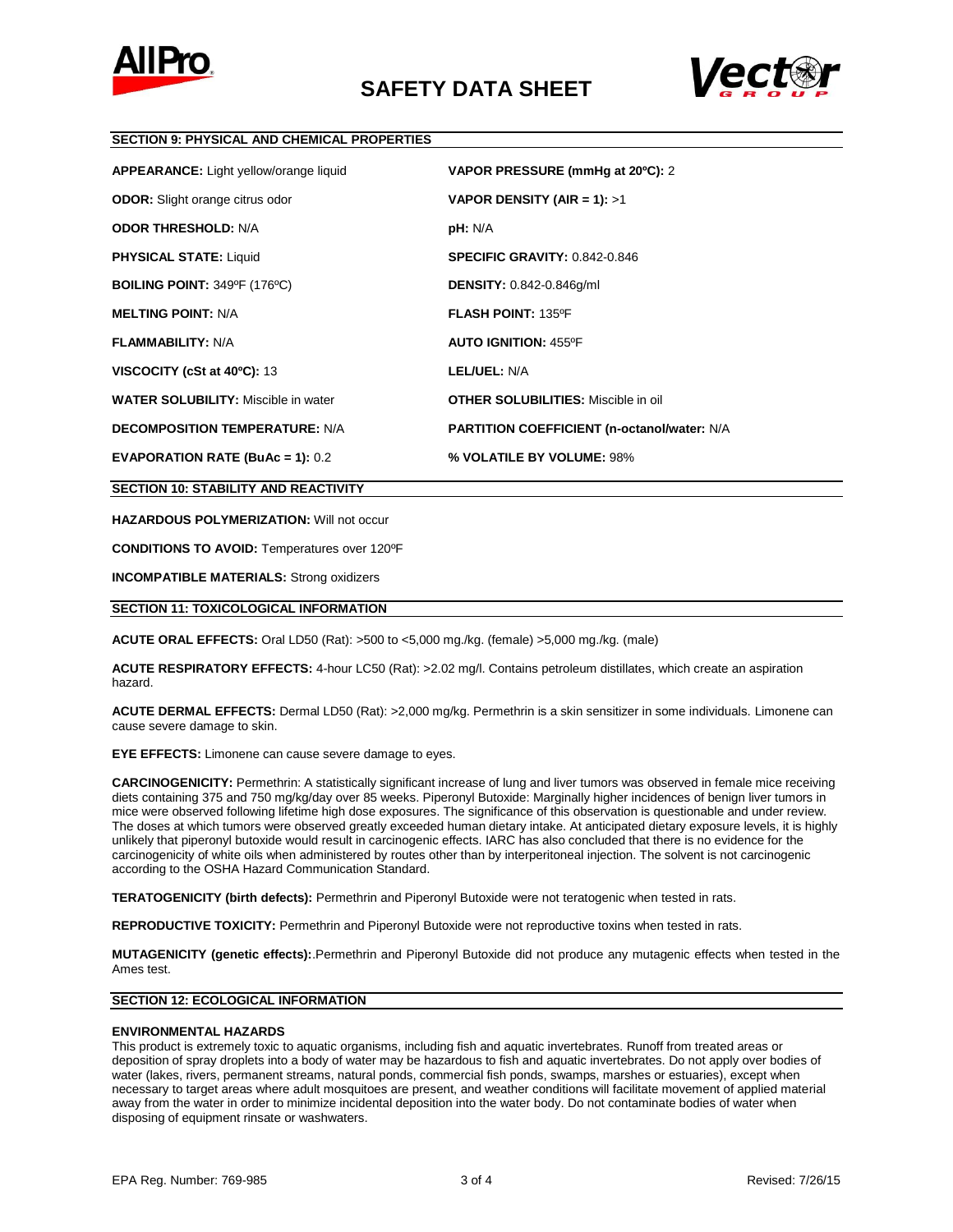# SAFETY DATA SHEET

## SECTION 9: PHYSICAL AND CHEMICAL PROPERTIES

**APPEARANCE:** Light yellow/orange liquid

**ODOR:** Slight orange citrus odor

**ODOR THRESHOLD:** N/A

**PHYSICAL STATE:** Liquid

**BOILING POINT:** 349ºF (176ºC)

**MELTING POINT:** N/A

**FLAMMABILITY:** N/A

**VISCOCITY (cSt at 40ºC):** 13

**WATER SOLUBILITY:** Miscible in water

**DECOMPOSITION TEMPERATURE:** N/A

**EVAPORATION RATE (BuAc = 1):** 0.2

**VAPOR PRESSURE (mmHg at 20ºC):** 2

**VAPOR DENSITY (AIR = 1):** >1

**pH:** N/A

**SPECIFIC GRAVITY:** 0.842-0.846

**DENSITY:** 0.842-0.846g/ml

**FLASH POINT:** 135ºF

**AUTO IGNITION:** 455ºF

**LEL/UEL:** N/A

**OTHER SOLUBILITIES:** Miscible in oil

**PARTITION COEFFICIENT (n-octanol/water:** N/A

**% VOLATILE BY VOLUME:** 98%

## SECTION 10: STABILITY AND REACTIVITY

**HAZARDOUS POLYMERIZATION:** Will not occur

**CONDITIONS TO AVOID:** Temperatures over 120ºF

**INCOMPATIBLE MATERIALS:** Strong oxidizers

## SECTION 11: TOXICOLOGICAL INFORMATION

**ACUTE ORAL EFFECTS:** Oral LD50 (Rat): >500 to <5,000 mg./kg. (female) >5,000 mg./kg. (male)

**ACUTE RESPIRATORY EFFECTS:** 4-hour LC50 (Rat): >2.02 mg/l. Contains petroleum distillates, which create an aspiration hazard.

**ACUTE DERMAL EFFECTS:** Dermal LD50 (Rat): >2,000 mg/kg. Permethrin is a skin sensitizer in some individuals. Limonene can cause severe damage to skin.

**EYE EFFECTS:** Limonene can cause severe damage to eyes.

**CARCINOGENICITY:** Permethrin: A statistically significant increase of lung and liver tumors was observed in female mice receiving diets containing 375 and 750 mg/kg/day over 85 weeks. Piperonyl Butoxide: Marginally higher incidences of benign liver tumors in mice were observed following lifetime high dose exposures. The significance of this observation is questionable and under review. The doses at which tumors were observed greatly exceeded human dietary intake. At anticipated dietary exposure levels, it is highly unlikely that piperonyl butoxide would result in carcinogenic effects. IARC has also concluded that there is no evidence for the carcinogenicity of white oils when administered by routes other than by interperitoneal injection. The solvent is not carcinogenic according to the OSHA Hazard Communication Standard.

**TERATOGENICITY (birth defects):** Permethrin and Piperonyl Butoxide were not teratogenic when tested in rats.

**REPRODUCTIVE TOXICITY:** Permethrin and Piperonyl Butoxide were not reproductive toxins when tested in rats.

**MUTAGENICITY (genetic effects):**.Permethrin and Piperonyl Butoxide did not produce any mutagenic effects when tested in the Ames test.

## SECTION 12: ECOLOGICAL INFORMATION

**ENVIRONMENTAL HAZARDS**

This product is extremely toxic to aquatic organisms, including fish and aquatic invertebrates. Runoff from treated areas or deposition of spray droplets into a body of water may be hazardous to fish and aquatic invertebrates. Do not apply over bodies of water (lakes, rivers, permanent streams, natural ponds, commercial fish ponds, swamps, marshes or estuaries), except when necessary to target areas where adult mosquitoes are present, and weather conditions will facilitate movement of applied material away from the water in order to minimize incidental deposition into the water body. Do not contaminate bodies of water when disposing of equipment rinsate or washwaters.

EPA Reg. Number: 769-985

Revised: 7/26/15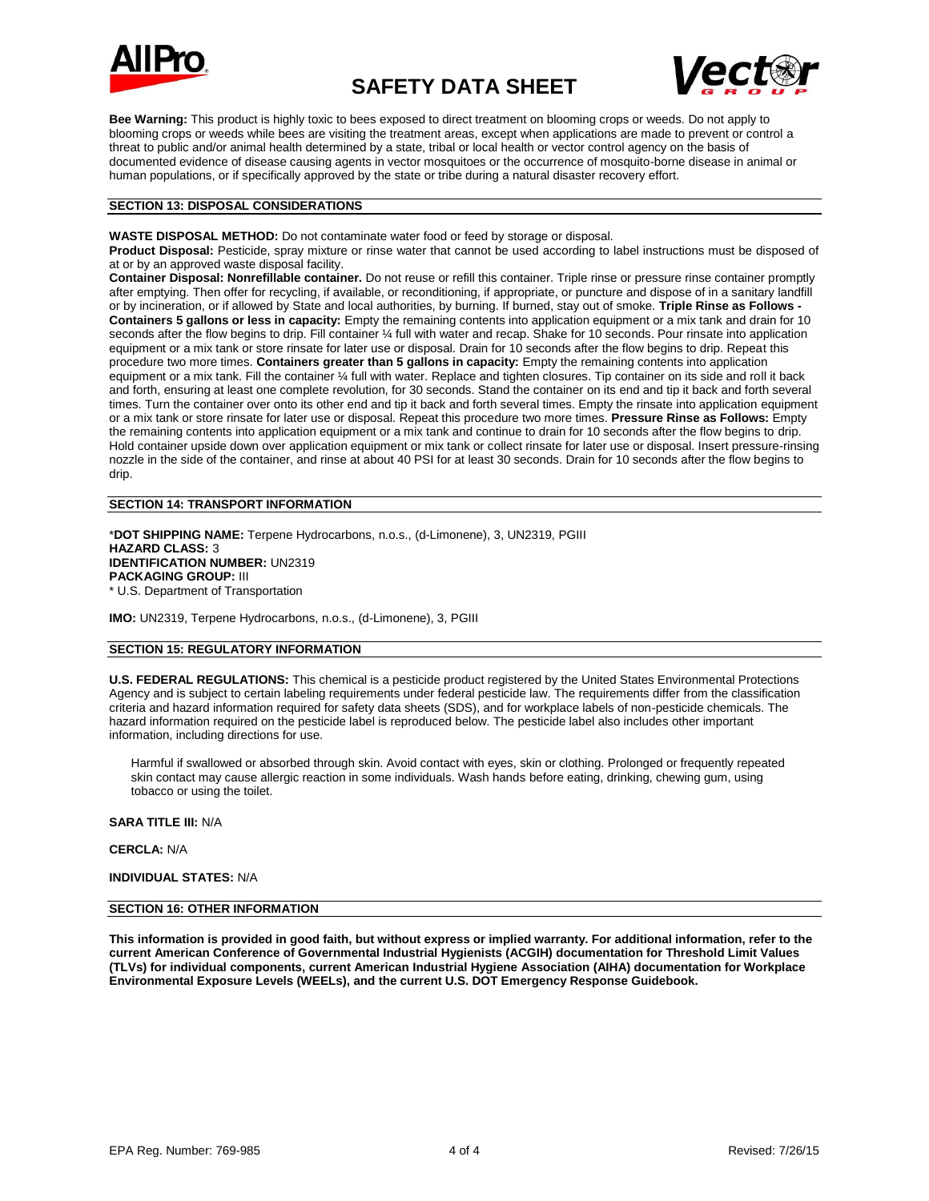**Bee Warning:** This product is highly toxic to bees exposed to direct treatment on blooming crops or weeds. Do not apply to blooming crops or weeds while bees are visiting the treatment areas, except when applications are made to prevent or control a threat to public and/or animal health determined by a state, tribal or local health or vector control agency on the basis of documented evidence of disease causing agents in vector mosquitoes or the occurrence of mosquito-borne disease in animal or human populations, or if specifically approved by the state or tribe during a natural disaster recovery effort.

## SECTION 13: DISPOSAL CONSIDERATIONS

**WASTE DISPOSAL METHOD:** Do not contaminate water food or feed by storage or disposal.
**Product Disposal:** Pesticide, spray mixture or rinse water that cannot be used according to label instructions must be disposed of at or by an approved waste disposal facility.
**Container Disposal: Nonrefillable container.** Do not reuse or refill this container. Triple rinse or pressure rinse container promptly after emptying. Then offer for recycling, if available, or reconditioning, if appropriate, or puncture and dispose of in a sanitary landfill or by incineration, or if allowed by State and local authorities, by burning. If burned, stay out of smoke. **Triple Rinse as Follows - Containers 5 gallons or less in capacity:** Empty the remaining contents into application equipment or a mix tank and drain for 10 seconds after the flow begins to drip. Fill container ¼ full with water and recap. Shake for 10 seconds. Pour rinsate into application equipment or a mix tank or store rinsate for later use or disposal. Drain for 10 seconds after the flow begins to drip. Repeat this procedure two more times. **Containers greater than 5 gallons in capacity:** Empty the remaining contents into application equipment or a mix tank. Fill the container ¼ full with water. Replace and tighten closures. Tip container on its side and roll it back and forth, ensuring at least one complete revolution, for 30 seconds. Stand the container on its end and tip it back and forth several times. Turn the container over onto its other end and tip it back and forth several times. Empty the rinsate into application equipment or a mix tank or store rinsate for later use or disposal. Repeat this procedure two more times. **Pressure Rinse as Follows:** Empty the remaining contents into application equipment or a mix tank and continue to drain for 10 seconds after the flow begins to drip. Hold container upside down over application equipment or mix tank or collect rinsate for later use or disposal. Insert pressure-rinsing nozzle in the side of the container, and rinse at about 40 PSI for at least 30 seconds. Drain for 10 seconds after the flow begins to drip.

## SECTION 14: TRANSPORT INFORMATION

*__DOT SHIPPING NAME:__ Terpene Hydrocarbons, n.o.s., (d-Limonene), 3, UN2319, PGIII
**HAZARD CLASS:** 3
**IDENTIFICATION NUMBER:** UN2319
**PACKAGING GROUP:** III
* U.S. Department of Transportation

**IMO:** UN2319, Terpene Hydrocarbons, n.o.s., (d-Limonene), 3, PGIII

## SECTION 15: REGULATORY INFORMATION

**U.S. FEDERAL REGULATIONS:** This chemical is a pesticide product registered by the United States Environmental Protections Agency and is subject to certain labeling requirements under federal pesticide law. The requirements differ from the classification criteria and hazard information required for safety data sheets (SDS), and for workplace labels of non-pesticide chemicals. The hazard information required on the pesticide label is reproduced below. The pesticide label also includes other important information, including directions for use.

> Harmful if swallowed or absorbed through skin. Avoid contact with eyes, skin or clothing. Prolonged or frequently repeated skin contact may cause allergic reaction in some individuals. Wash hands before eating, drinking, chewing gum, using tobacco or using the toilet.

**SARA TITLE III:** N/A

**CERCLA:** N/A

**INDIVIDUAL STATES:** N/A

## SECTION 16: OTHER INFORMATION

**This information is provided in good faith, but without express or implied warranty. For additional information, refer to the current American Conference of Governmental Industrial Hygienists (ACGIH) documentation for Threshold Limit Values (TLVs) for individual components, current American Industrial Hygiene Association (AIHA) documentation for Workplace Environmental Exposure Levels (WEELs), and the current U.S. DOT Emergency Response Guidebook.**